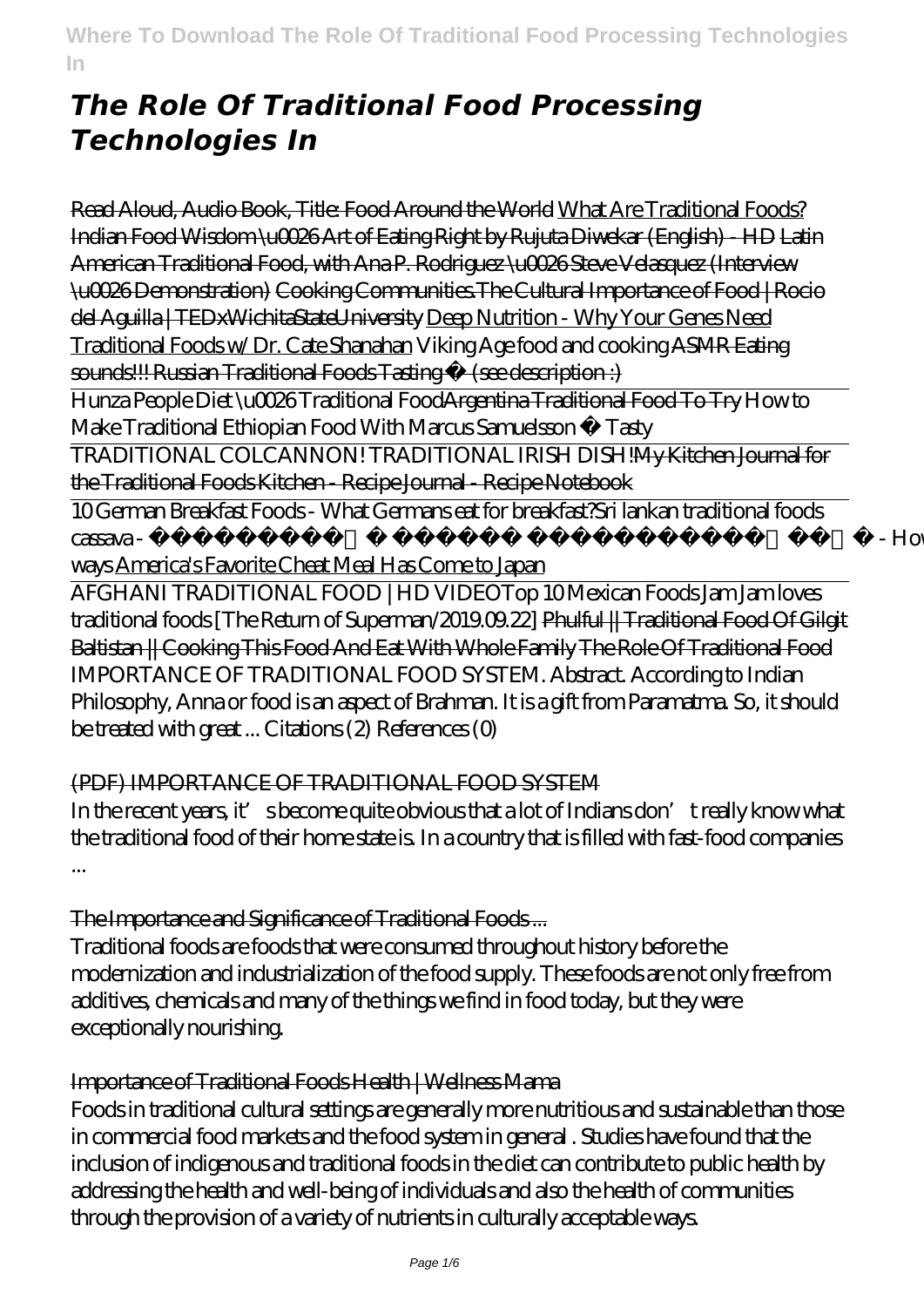# *The Role Of Traditional Food Processing Technologies In*

Read Aloud, Audio Book, Title: Food Around the World What Are Traditional Foods? Indian Food Wisdom \u0026 Art of Eating Right by Rujuta Diwekar (English) - HD Latin American Traditional Food, with Ana P. Rodriguez \u0026 Steve Velasquez (Interview \u0026 Demonstration) Cooking Communities.The Cultural Importance of Food | Rocio del Aguilla | TEDxWichitaStateUniversity Deep Nutrition - Why Your Genes Need Traditional Foods w/ Dr. Cate Shanahan *Viking Age food and cooking* ASMR Eating sounds!!! Russian Traditional Foods Tasting ✨ (see description :)

Hunza People Diet \u0026 Traditional Food Argentina Traditional Food To Try *How to Make Traditional Ethiopian Food With Marcus Samuelsson • Tasty*

TRADITIONAL COLCANNON! TRADITIONAL IRISH DISH! My Kitchen Journal for the Traditional Foods Kitchen - Recipe Journal - Recipe Notebook

10 German Breakfast Foods - What Germans eat for breakfast? *Sri lankan traditional foods cassava - - How to cook cassava in traditional ways* America's Favorite Cheat Meal Has Come to Japan

AFGHANI TRADITIONAL FOOD | HD VIDEO *Top 10 Mexican Foods* *Jam Jam loves traditional foods [The Return of Superman/2019.09.22]* Phulful || Traditional Food Of Gilgit Baltistan || Cooking This Food And Eat With Whole Family The Role Of Traditional Food

IMPORTANCE OF TRADITIONAL FOOD SYSTEM. Abstract. According to Indian Philosophy, Anna or food is an aspect of Brahman. It is a gift from Paramatma. So, it should be treated with great ... Citations (2) References (0)

## (PDF) IMPORTANCE OF TRADITIONAL FOOD SYSTEM

In the recent years, it's become quite obvious that a lot of Indians don't really know what the traditional food of their home state is. In a country that is filled with fast-food companies ...

## The Importance and Significance of Traditional Foods ...

Traditional foods are foods that were consumed throughout history before the modernization and industrialization of the food supply. These foods are not only free from additives, chemicals and many of the things we find in food today, but they were exceptionally nourishing.

## Importance of Traditional Foods Health | Wellness Mama

Foods in traditional cultural settings are generally more nutritious and sustainable than those in commercial food markets and the food system in general . Studies have found that the inclusion of indigenous and traditional foods in the diet can contribute to public health by addressing the health and well-being of individuals and also the health of communities through the provision of a variety of nutrients in culturally acceptable ways.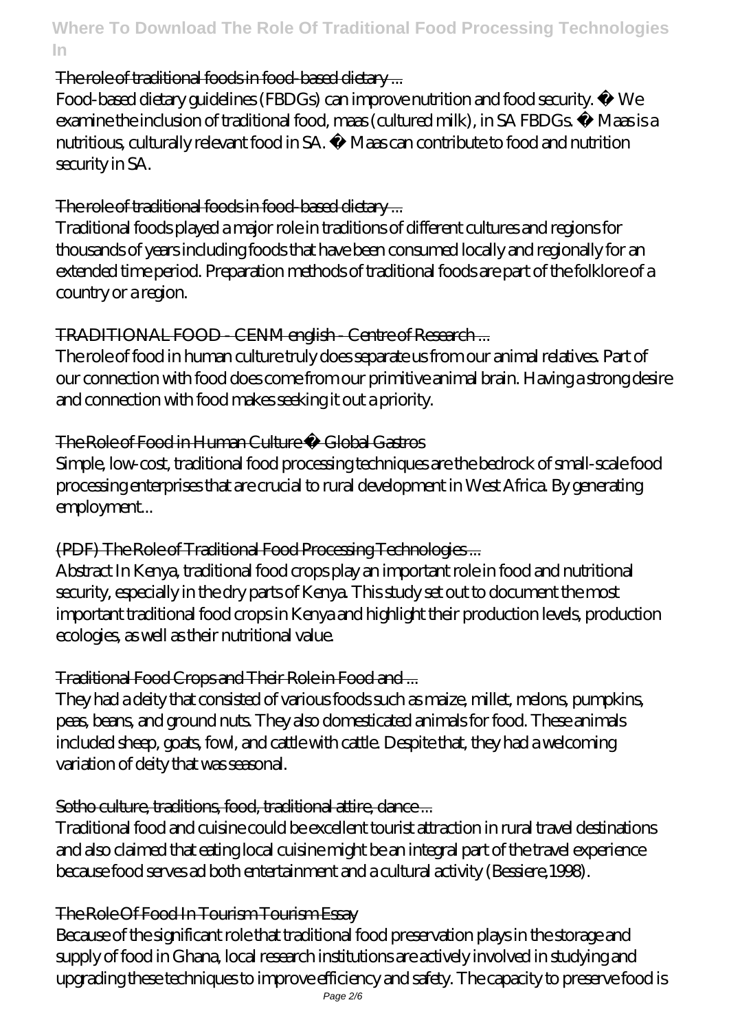## The role of traditional foods in food-based dietary ...

Food-based dietary guidelines (FBDGs) can improve nutrition and food security. • We examine the inclusion of traditional food, maas (cultured milk), in SA FBDGs. • Maas is a nutritious, culturally relevant food in SA. • Maas can contribute to food and nutrition security in SA.

## The role of traditional foods in food-based dietary ...

Traditional foods played a major role in traditions of different cultures and regions for thousands of years including foods that have been consumed locally and regionally for an extended time period. Preparation methods of traditional foods are part of the folklore of a country or a region.

## TRADITIONAL FOOD - CENM english - Centre of Research ...

The role of food in human culture truly does separate us from our animal relatives. Part of our connection with food does come from our primitive animal brain. Having a strong desire and connection with food makes seeking it out a priority.

## The Role of Food in Human Culture • Global Gastros

Simple, low-cost, traditional food processing techniques are the bedrock of small-scale food processing enterprises that are crucial to rural development in West Africa. By generating employment...

## (PDF) The Role of Traditional Food Processing Technologies ...

Abstract In Kenya, traditional food crops play an important role in food and nutritional security, especially in the dry parts of Kenya. This study set out to document the most important traditional food crops in Kenya and highlight their production levels, production ecologies, as well as their nutritional value.

## Traditional Food Crops and Their Role in Food and ...

They had a deity that consisted of various foods such as maize, millet, melons, pumpkins, peas, beans, and ground nuts. They also domesticated animals for food. These animals included sheep, goats, fowl, and cattle with cattle. Despite that, they had a welcoming variation of deity that was seasonal.

## Sotho culture, traditions, food, traditional attire, dance ...

Traditional food and cuisine could be excellent tourist attraction in rural travel destinations and also claimed that eating local cuisine might be an integral part of the travel experience because food serves ad both entertainment and a cultural activity (Bessiere,1998).

## The Role Of Food In Tourism Tourism Essay

Because of the significant role that traditional food preservation plays in the storage and supply of food in Ghana, local research institutions are actively involved in studying and upgrading these techniques to improve efficiency and safety. The capacity to preserve food is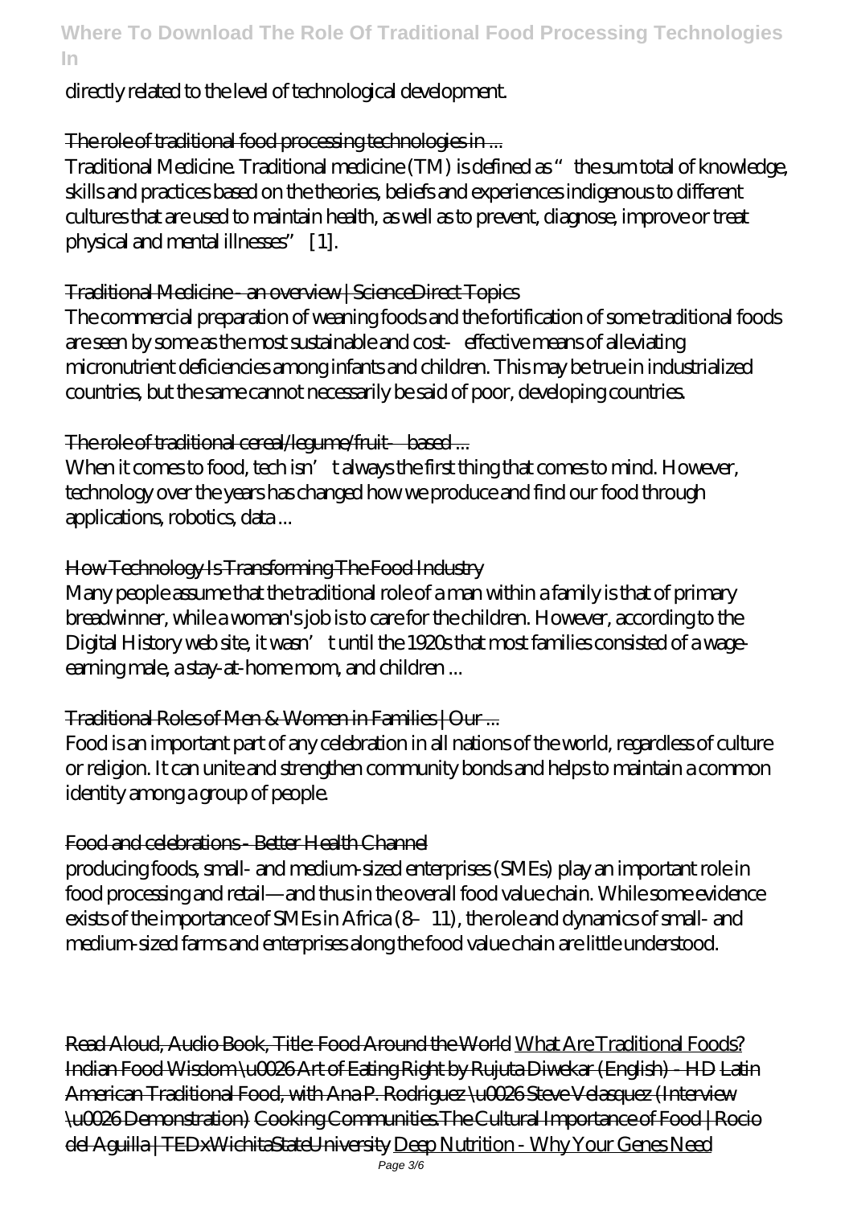directly related to the level of technological development.

The role of traditional food processing technologies in ...

Traditional Medicine. Traditional medicine (TM) is defined as "the sum total of knowledge, skills and practices based on the theories, beliefs and experiences indigenous to different cultures that are used to maintain health, as well as to prevent, diagnose, improve or treat physical and mental illnesses" [1].

Traditional Medicine - an overview | ScienceDirect Topics

The commercial preparation of weaning foods and the fortification of some traditional foods are seen by some as the most sustainable and cost‐effective means of alleviating micronutrient deficiencies among infants and children. This may be true in industrialized countries, but the same cannot necessarily be said of poor, developing countries.

The role of traditional cereal/legume/fruit‐based ...

When it comes to food, tech isn't always the first thing that comes to mind. However, technology over the years has changed how we produce and find our food through applications, robotics, data ...

How Technology Is Transforming The Food Industry

Many people assume that the traditional role of a man within a family is that of primary breadwinner, while a woman's job is to care for the children. However, according to the Digital History web site, it wasn't until the 1920s that most families consisted of a wage-earning male, a stay-at-home mom, and children ...

Traditional Roles of Men & Women in Families | Our ...

Food is an important part of any celebration in all nations of the world, regardless of culture or religion. It can unite and strengthen community bonds and helps to maintain a common identity among a group of people.

Food and celebrations - Better Health Channel

producing foods, small- and medium-sized enterprises (SMEs) play an important role in food processing and retail—and thus in the overall food value chain. While some evidence exists of the importance of SMEs in Africa (8–11), the role and dynamics of small- and medium-sized farms and enterprises along the food value chain are little understood.

Read Aloud, Audio Book, Title: Food Around the World What Are Traditional Foods? Indian Food Wisdom \u0026 Art of Eating Right by Rujuta Diwekar (English) - HD Latin American Traditional Food, with Ana P. Rodriguez \u0026 Steve Velasquez (Interview \u0026 Demonstration) Cooking Communities.The Cultural Importance of Food | Rocio del Aguilla | TEDxWichitaStateUniversity Deep Nutrition - Why Your Genes Need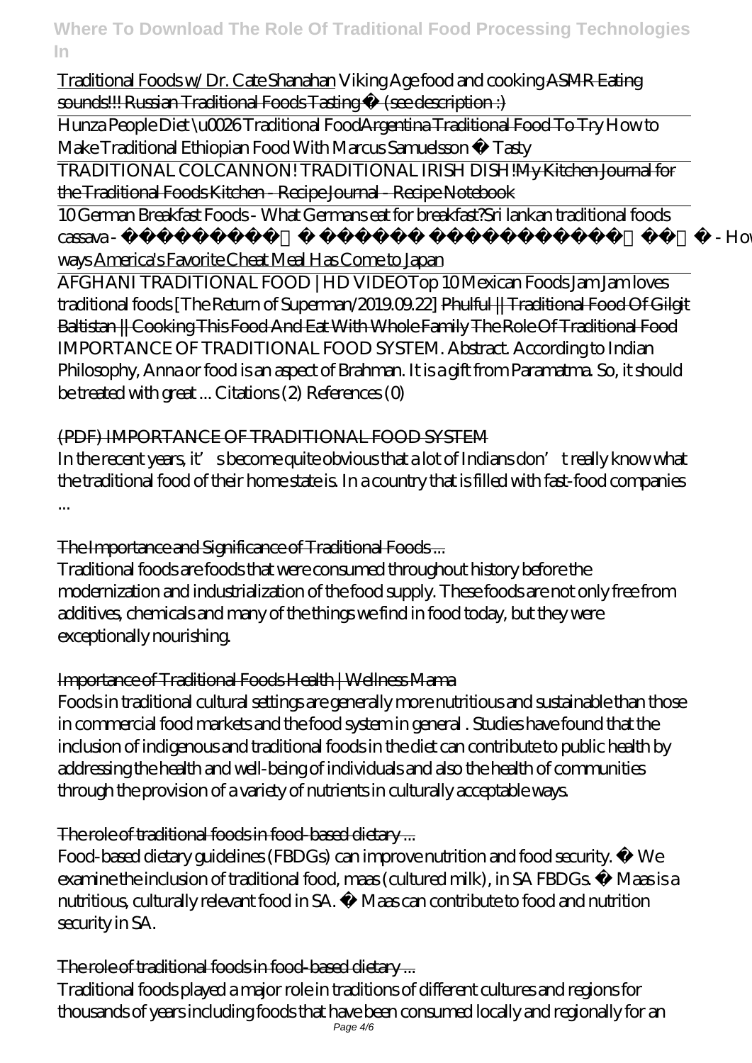Traditional Foods w/ Dr. Cate Shanahan *Viking Age food and cooking* ~~ASMR Eating sounds!!! Russian Traditional Foods Tasting ✨ (see description :)~~

Hunza People Diet \u0026 Traditional Food~~Argentina Traditional Food To Try~~ *How to Make Traditional Ethiopian Food With Marcus Samuelsson • Tasty*

TRADITIONAL COLCANNON! TRADITIONAL IRISH DISH!~~My Kitchen Journal for the Traditional Foods Kitchen - Recipe Journal - Recipe Notebook~~

10 German Breakfast Foods - What Germans eat for breakfast?*Sri lankan traditional foods cassava - - How ways* America's Favorite Cheat Meal Has Come to Japan

AFGHANI TRADITIONAL FOOD | HD VIDEO*Top 10 Mexican Foods Jam Jam loves traditional foods [The Return of Superman/2019.09.22]* ~~Phulful || Traditional Food Of Gilgit Baltistan || Cooking This Food And Eat With Whole Family~~ ~~The Role Of Traditional Food~~

IMPORTANCE OF TRADITIONAL FOOD SYSTEM. Abstract. According to Indian Philosophy, Anna or food is an aspect of Brahman. It is a gift from Paramatma. So, it should be treated with great ... Citations (2) References (0)

## (PDF) IMPORTANCE OF TRADITIONAL FOOD SYSTEM

In the recent years, it's become quite obvious that a lot of Indians don't really know what the traditional food of their home state is. In a country that is filled with fast-food companies ...

## The Importance and Significance of Traditional Foods ...

Traditional foods are foods that were consumed throughout history before the modernization and industrialization of the food supply. These foods are not only free from additives, chemicals and many of the things we find in food today, but they were exceptionally nourishing.

## Importance of Traditional Foods Health | Wellness Mama

Foods in traditional cultural settings are generally more nutritious and sustainable than those in commercial food markets and the food system in general . Studies have found that the inclusion of indigenous and traditional foods in the diet can contribute to public health by addressing the health and well-being of individuals and also the health of communities through the provision of a variety of nutrients in culturally acceptable ways.

## The role of traditional foods in food-based dietary ...

Food-based dietary guidelines (FBDGs) can improve nutrition and food security. • We examine the inclusion of traditional food, maas (cultured milk), in SA FBDGs. • Maas is a nutritious, culturally relevant food in SA. • Maas can contribute to food and nutrition security in SA.

## The role of traditional foods in food-based dietary ...

Traditional foods played a major role in traditions of different cultures and regions for thousands of years including foods that have been consumed locally and regionally for an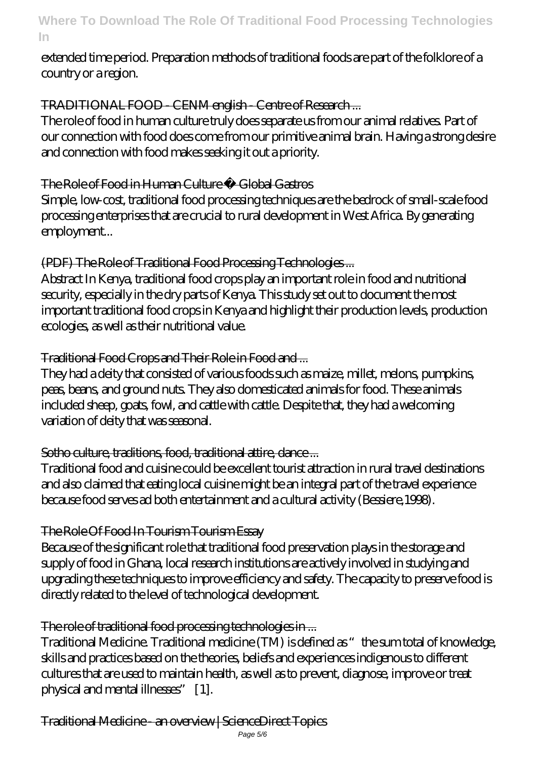extended time period. Preparation methods of traditional foods are part of the folklore of a country or a region.

TRADITIONAL FOOD - CENM english - Centre of Research ...

The role of food in human culture truly does separate us from our animal relatives. Part of our connection with food does come from our primitive animal brain. Having a strong desire and connection with food makes seeking it out a priority.

The Role of Food in Human Culture « Global Gastros

Simple, low-cost, traditional food processing techniques are the bedrock of small-scale food processing enterprises that are crucial to rural development in West Africa. By generating employment...

(PDF) The Role of Traditional Food Processing Technologies ...

Abstract In Kenya, traditional food crops play an important role in food and nutritional security, especially in the dry parts of Kenya. This study set out to document the most important traditional food crops in Kenya and highlight their production levels, production ecologies, as well as their nutritional value.

Traditional Food Crops and Their Role in Food and ...

They had a deity that consisted of various foods such as maize, millet, melons, pumpkins, peas, beans, and ground nuts. They also domesticated animals for food. These animals included sheep, goats, fowl, and cattle with cattle. Despite that, they had a welcoming variation of deity that was seasonal.

Sotho culture, traditions, food, traditional attire, dance ...

Traditional food and cuisine could be excellent tourist attraction in rural travel destinations and also claimed that eating local cuisine might be an integral part of the travel experience because food serves ad both entertainment and a cultural activity (Bessiere,1998).

The Role Of Food In Tourism Tourism Essay

Because of the significant role that traditional food preservation plays in the storage and supply of food in Ghana, local research institutions are actively involved in studying and upgrading these techniques to improve efficiency and safety. The capacity to preserve food is directly related to the level of technological development.

The role of traditional food processing technologies in ...

Traditional Medicine. Traditional medicine (TM) is defined as "the sum total of knowledge, skills and practices based on the theories, beliefs and experiences indigenous to different cultures that are used to maintain health, as well as to prevent, diagnose, improve or treat physical and mental illnesses" [1].

Traditional Medicine - an overview | ScienceDirect Topics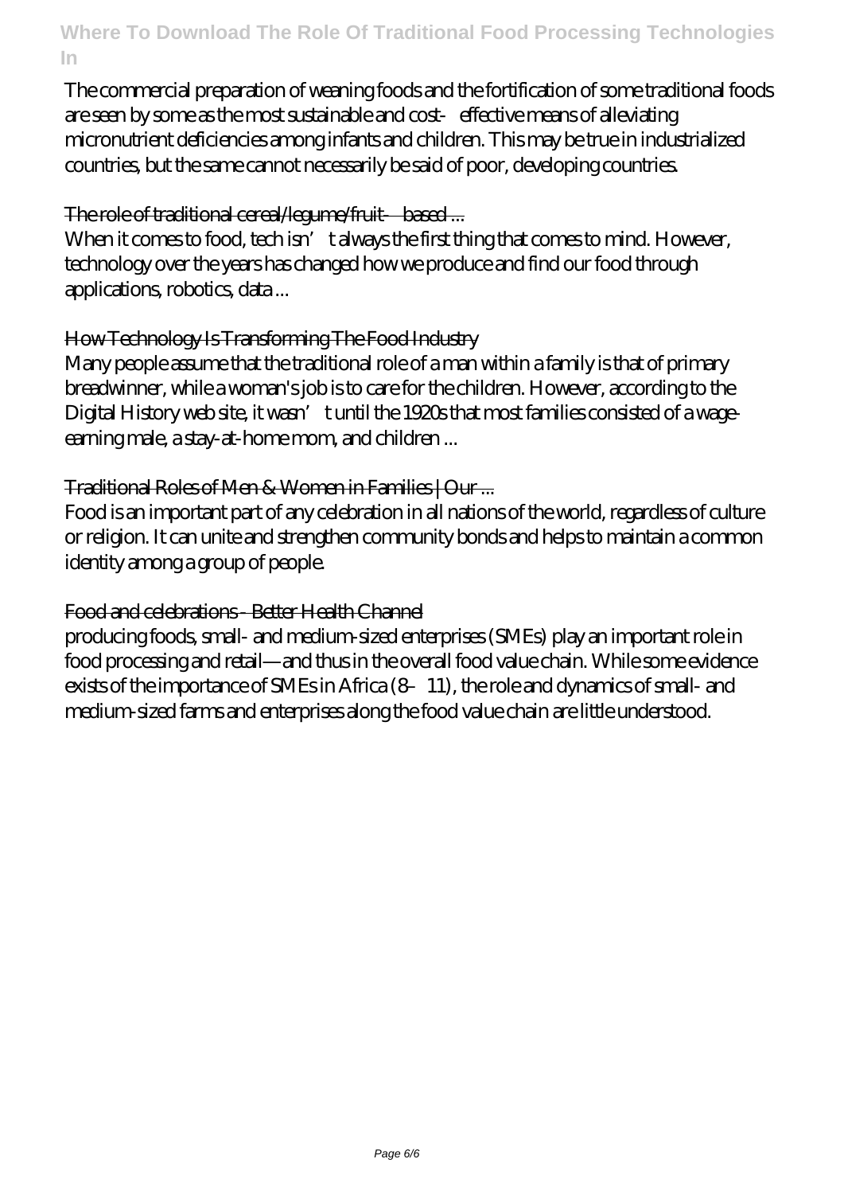The commercial preparation of weaning foods and the fortification of some traditional foods are seen by some as the most sustainable and cost‐effective means of alleviating micronutrient deficiencies among infants and children. This may be true in industrialized countries, but the same cannot necessarily be said of poor, developing countries.

The role of traditional cereal/legume/fruit‐based ...

When it comes to food, tech isn't always the first thing that comes to mind. However, technology over the years has changed how we produce and find our food through applications, robotics, data ...

How Technology Is Transforming The Food Industry

Many people assume that the traditional role of a man within a family is that of primary breadwinner, while a woman's job is to care for the children. However, according to the Digital History web site, it wasn't until the 1920s that most families consisted of a wage-earning male, a stay-at-home mom, and children ...

Traditional Roles of Men & Women in Families | Our ...

Food is an important part of any celebration in all nations of the world, regardless of culture or religion. It can unite and strengthen community bonds and helps to maintain a common identity among a group of people.

Food and celebrations - Better Health Channel

producing foods, small- and medium-sized enterprises (SMEs) play an important role in food processing and retail—and thus in the overall food value chain. While some evidence exists of the importance of SMEs in Africa (8–11), the role and dynamics of small- and medium-sized farms and enterprises along the food value chain are little understood.